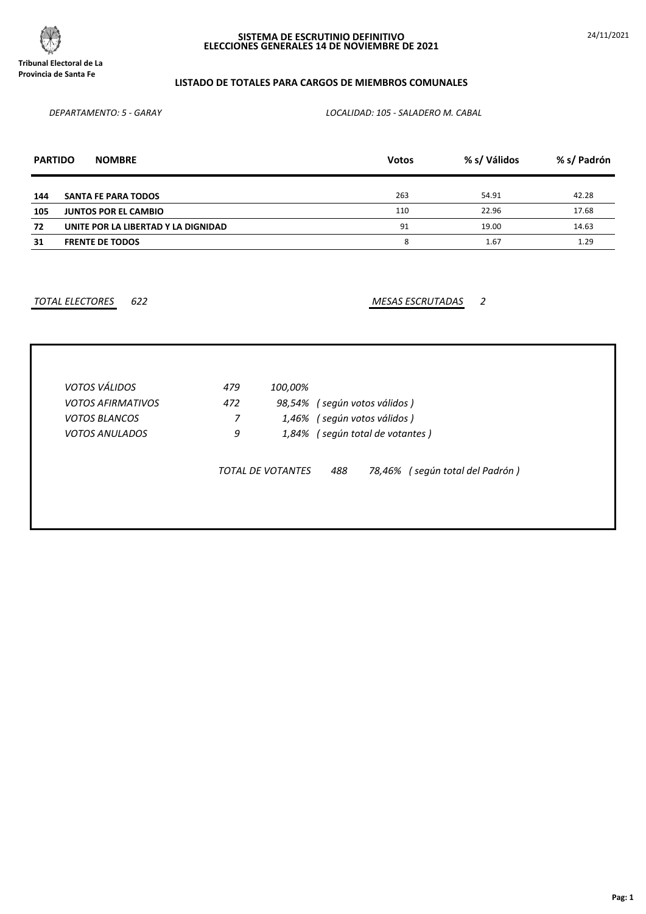**Tribunal Electoral de La Provincia de Santa Fe**

# SISTEMA DE ESCRUTINIO DEFINITIVO
# ELECCIONES GENERALES 14 DE NOVIEMBRE DE 2021

24/11/2021

## LISTADO DE TOTALES PARA CARGOS DE MIEMBROS COMUNALES

*DEPARTAMENTO: 5 - GARAY* *LOCALIDAD: 105 - SALADERO M. CABAL*

| PARTIDO | NOMBRE | Votos | % s/ Válidos | % s/ Padrón |
|---|---|---|---|---|
| 144 | SANTA FE PARA TODOS | 263 | 54.91 | 42.28 |
| 105 | JUNTOS POR EL CAMBIO | 110 | 22.96 | 17.68 |
| 72 | UNITE POR LA LIBERTAD Y LA DIGNIDAD | 91 | 19.00 | 14.63 |
| 31 | FRENTE DE TODOS | 8 | 1.67 | 1.29 |

*TOTAL ELECTORES* 622 *MESAS ESCRUTADAS* 2

| | | | |
|---|---|---|---|
| *VOTOS VÁLIDOS* | 479 | 100,00% | |
| *VOTOS AFIRMATIVOS* | 472 | 98,54% | ( según votos válidos ) |
| *VOTOS BLANCOS* | 7 | 1,46% | ( según votos válidos ) |
| *VOTOS ANULADOS* | 9 | 1,84% | ( según total de votantes ) |

*TOTAL DE VOTANTES* 488 78,46% ( según total del Padrón )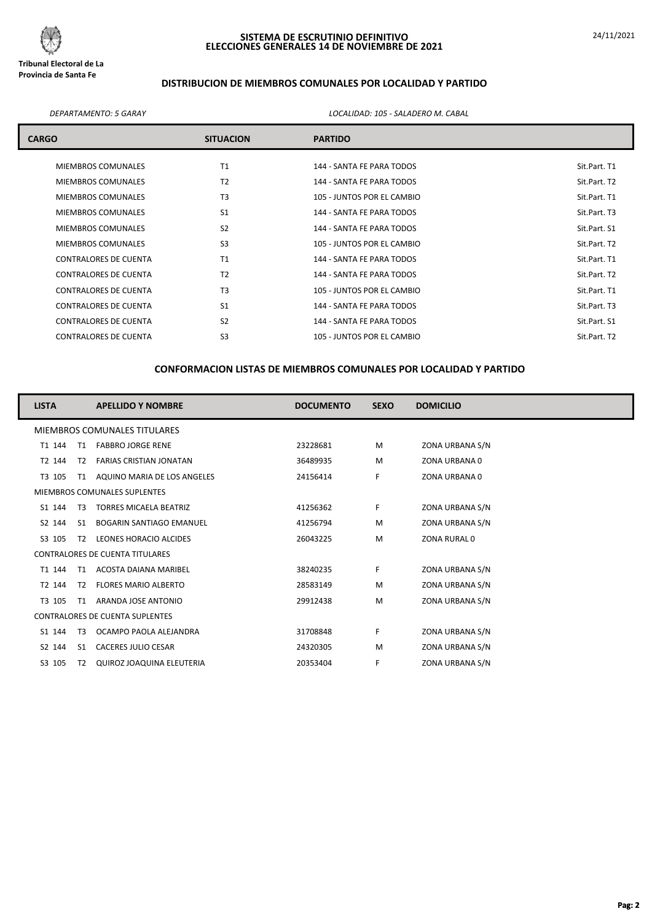**Tribunal Electoral de La Provincia de Santa Fe**

# SISTEMA DE ESCRUTINIO DEFINITIVO
# ELECCIONES GENERALES 14 DE NOVIEMBRE DE 2021

24/11/2021

## DISTRIBUCION DE MIEMBROS COMUNALES POR LOCALIDAD Y PARTIDO

*DEPARTAMENTO: 5 GARAY* *LOCALIDAD: 105 - SALADERO M. CABAL*

| CARGO | SITUACION | PARTIDO | |
|---|---|---|---|
| MIEMBROS COMUNALES | T1 | 144 - SANTA FE PARA TODOS | Sit.Part. T1 |
| MIEMBROS COMUNALES | T2 | 144 - SANTA FE PARA TODOS | Sit.Part. T2 |
| MIEMBROS COMUNALES | T3 | 105 - JUNTOS POR EL CAMBIO | Sit.Part. T1 |
| MIEMBROS COMUNALES | S1 | 144 - SANTA FE PARA TODOS | Sit.Part. T3 |
| MIEMBROS COMUNALES | S2 | 144 - SANTA FE PARA TODOS | Sit.Part. S1 |
| MIEMBROS COMUNALES | S3 | 105 - JUNTOS POR EL CAMBIO | Sit.Part. T2 |
| CONTRALORES DE CUENTA | T1 | 144 - SANTA FE PARA TODOS | Sit.Part. T1 |
| CONTRALORES DE CUENTA | T2 | 144 - SANTA FE PARA TODOS | Sit.Part. T2 |
| CONTRALORES DE CUENTA | T3 | 105 - JUNTOS POR EL CAMBIO | Sit.Part. T1 |
| CONTRALORES DE CUENTA | S1 | 144 - SANTA FE PARA TODOS | Sit.Part. T3 |
| CONTRALORES DE CUENTA | S2 | 144 - SANTA FE PARA TODOS | Sit.Part. S1 |
| CONTRALORES DE CUENTA | S3 | 105 - JUNTOS POR EL CAMBIO | Sit.Part. T2 |

## CONFORMACION LISTAS DE MIEMBROS COMUNALES POR LOCALIDAD Y PARTIDO

| LISTA | | APELLIDO Y NOMBRE | DOCUMENTO | SEXO | DOMICILIO |
|---|---|---|---|---|---|
| MIEMBROS COMUNALES TITULARES | | | | | |
| T1 144 | T1 | FABBRO JORGE RENE | 23228681 | M | ZONA URBANA S/N |
| T2 144 | T2 | FARIAS CRISTIAN JONATAN | 36489935 | M | ZONA URBANA 0 |
| T3 105 | T1 | AQUINO MARIA DE LOS ANGELES | 24156414 | F | ZONA URBANA 0 |
| MIEMBROS COMUNALES SUPLENTES | | | | | |
| S1 144 | T3 | TORRES MICAELA BEATRIZ | 41256362 | F | ZONA URBANA S/N |
| S2 144 | S1 | BOGARIN SANTIAGO EMANUEL | 41256794 | M | ZONA URBANA S/N |
| S3 105 | T2 | LEONES HORACIO ALCIDES | 26043225 | M | ZONA RURAL 0 |
| CONTRALORES DE CUENTA TITULARES | | | | | |
| T1 144 | T1 | ACOSTA DAIANA MARIBEL | 38240235 | F | ZONA URBANA S/N |
| T2 144 | T2 | FLORES MARIO ALBERTO | 28583149 | M | ZONA URBANA S/N |
| T3 105 | T1 | ARANDA JOSE ANTONIO | 29912438 | M | ZONA URBANA S/N |
| CONTRALORES DE CUENTA SUPLENTES | | | | | |
| S1 144 | T3 | OCAMPO PAOLA ALEJANDRA | 31708848 | F | ZONA URBANA S/N |
| S2 144 | S1 | CACERES JULIO CESAR | 24320305 | M | ZONA URBANA S/N |
| S3 105 | T2 | QUIROZ JOAQUINA ELEUTERIA | 20353404 | F | ZONA URBANA S/N |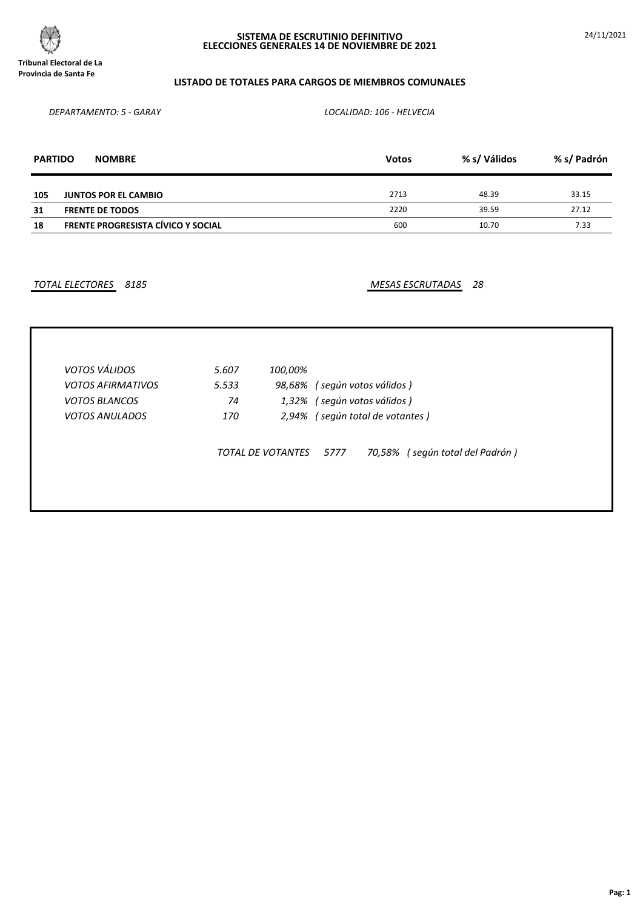**Tribunal Electoral de La Provincia de Santa Fe**

# SISTEMA DE ESCRUTINIO DEFINITIVO
# ELECCIONES GENERALES 14 DE NOVIEMBRE DE 2021

24/11/2021

## LISTADO DE TOTALES PARA CARGOS DE MIEMBROS COMUNALES

*DEPARTAMENTO: 5 - GARAY* *LOCALIDAD: 106 - HELVECIA*

| PARTIDO | NOMBRE | Votos | % s/ Válidos | % s/ Padrón |
|---|---|---|---|---|
| **105** | **JUNTOS POR EL CAMBIO** | 2713 | 48.39 | 33.15 |
| **31** | **FRENTE DE TODOS** | 2220 | 39.59 | 27.12 |
| **18** | **FRENTE PROGRESISTA CÍVICO Y SOCIAL** | 600 | 10.70 | 7.33 |

*TOTAL ELECTORES* *8185*

*MESAS ESCRUTADAS* *28*

| | | | |
|---|---|---|---|
| *VOTOS VÁLIDOS* | *5.607* | *100,00%* | |
| *VOTOS AFIRMATIVOS* | *5.533* | *98,68%* | *( según votos válidos )* |
| *VOTOS BLANCOS* | *74* | *1,32%* | *( según votos válidos )* |
| *VOTOS ANULADOS* | *170* | *2,94%* | *( según total de votantes )* |

*TOTAL DE VOTANTES* *5777* *70,58%* *( según total del Padrón )*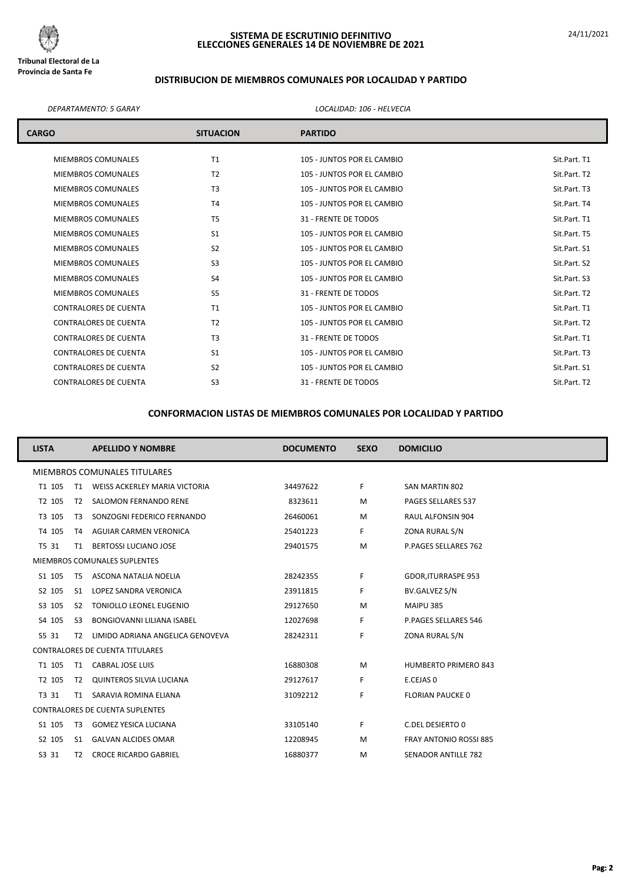**Tribunal Electoral de La Provincia de Santa Fe**

# SISTEMA DE ESCRUTINIO DEFINITIVO
# ELECCIONES GENERALES 14 DE NOVIEMBRE DE 2021

24/11/2021

## DISTRIBUCION DE MIEMBROS COMUNALES POR LOCALIDAD Y PARTIDO

*DEPARTAMENTO: 5 GARAY* *LOCALIDAD: 106 - HELVECIA*

| CARGO | SITUACION | PARTIDO | |
|---|---|---|---|
| MIEMBROS COMUNALES | T1 | 105 - JUNTOS POR EL CAMBIO | Sit.Part. T1 |
| MIEMBROS COMUNALES | T2 | 105 - JUNTOS POR EL CAMBIO | Sit.Part. T2 |
| MIEMBROS COMUNALES | T3 | 105 - JUNTOS POR EL CAMBIO | Sit.Part. T3 |
| MIEMBROS COMUNALES | T4 | 105 - JUNTOS POR EL CAMBIO | Sit.Part. T4 |
| MIEMBROS COMUNALES | T5 | 31 - FRENTE DE TODOS | Sit.Part. T1 |
| MIEMBROS COMUNALES | S1 | 105 - JUNTOS POR EL CAMBIO | Sit.Part. T5 |
| MIEMBROS COMUNALES | S2 | 105 - JUNTOS POR EL CAMBIO | Sit.Part. S1 |
| MIEMBROS COMUNALES | S3 | 105 - JUNTOS POR EL CAMBIO | Sit.Part. S2 |
| MIEMBROS COMUNALES | S4 | 105 - JUNTOS POR EL CAMBIO | Sit.Part. S3 |
| MIEMBROS COMUNALES | S5 | 31 - FRENTE DE TODOS | Sit.Part. T2 |
| CONTRALORES DE CUENTA | T1 | 105 - JUNTOS POR EL CAMBIO | Sit.Part. T1 |
| CONTRALORES DE CUENTA | T2 | 105 - JUNTOS POR EL CAMBIO | Sit.Part. T2 |
| CONTRALORES DE CUENTA | T3 | 31 - FRENTE DE TODOS | Sit.Part. T1 |
| CONTRALORES DE CUENTA | S1 | 105 - JUNTOS POR EL CAMBIO | Sit.Part. T3 |
| CONTRALORES DE CUENTA | S2 | 105 - JUNTOS POR EL CAMBIO | Sit.Part. S1 |
| CONTRALORES DE CUENTA | S3 | 31 - FRENTE DE TODOS | Sit.Part. T2 |

## CONFORMACION LISTAS DE MIEMBROS COMUNALES POR LOCALIDAD Y PARTIDO

| LISTA | | APELLIDO Y NOMBRE | DOCUMENTO | SEXO | DOMICILIO |
|---|---|---|---|---|---|
| MIEMBROS COMUNALES TITULARES | | | | | |
| T1 105 | T1 | WEISS ACKERLEY MARIA VICTORIA | 34497622 | F | SAN MARTIN 802 |
| T2 105 | T2 | SALOMON FERNANDO RENE | 8323611 | M | PAGES SELLARES 537 |
| T3 105 | T3 | SONZOGNI FEDERICO FERNANDO | 26460061 | M | RAUL ALFONSIN 904 |
| T4 105 | T4 | AGUIAR CARMEN VERONICA | 25401223 | F | ZONA RURAL S/N |
| T5 31 | T1 | BERTOSSI LUCIANO JOSE | 29401575 | M | P.PAGES SELLARES 762 |
| MIEMBROS COMUNALES SUPLENTES | | | | | |
| S1 105 | T5 | ASCONA NATALIA NOELIA | 28242355 | F | GDOR,ITURRASPE 953 |
| S2 105 | S1 | LOPEZ SANDRA VERONICA | 23911815 | F | BV.GALVEZ S/N |
| S3 105 | S2 | TONIOLLO LEONEL EUGENIO | 29127650 | M | MAIPU 385 |
| S4 105 | S3 | BONGIOVANNI LILIANA ISABEL | 12027698 | F | P.PAGES SELLARES 546 |
| S5 31 | T2 | LIMIDO ADRIANA ANGELICA GENOVEVA | 28242311 | F | ZONA RURAL S/N |
| CONTRALORES DE CUENTA TITULARES | | | | | |
| T1 105 | T1 | CABRAL JOSE LUIS | 16880308 | M | HUMBERTO PRIMERO 843 |
| T2 105 | T2 | QUINTEROS SILVIA LUCIANA | 29127617 | F | E.CEJAS 0 |
| T3 31 | T1 | SARAVIA ROMINA ELIANA | 31092212 | F | FLORIAN PAUCKE 0 |
| CONTRALORES DE CUENTA SUPLENTES | | | | | |
| S1 105 | T3 | GOMEZ YESICA LUCIANA | 33105140 | F | C.DEL DESIERTO 0 |
| S2 105 | S1 | GALVAN ALCIDES OMAR | 12208945 | M | FRAY ANTONIO ROSSI 885 |
| S3 31 | T2 | CROCE RICARDO GABRIEL | 16880377 | M | SENADOR ANTILLE 782 |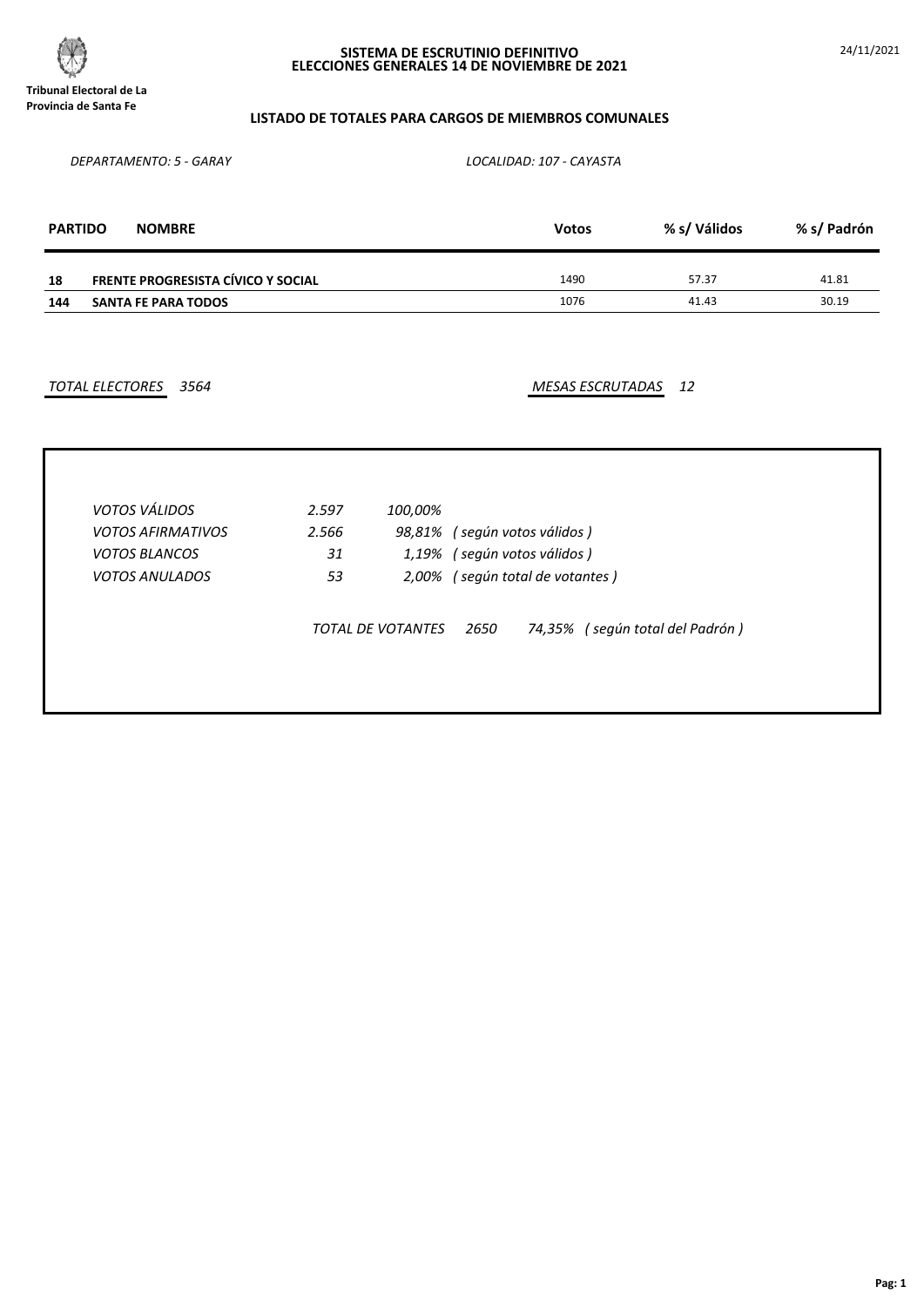**Tribunal Electoral de La Provincia de Santa Fe**

## SISTEMA DE ESCRUTINIO DEFINITIVO
## ELECCIONES GENERALES 14 DE NOVIEMBRE DE 2021

24/11/2021

### LISTADO DE TOTALES PARA CARGOS DE MIEMBROS COMUNALES

*DEPARTAMENTO: 5 - GARAY* *LOCALIDAD: 107 - CAYASTA*

| PARTIDO | NOMBRE | Votos | % s/ Válidos | % s/ Padrón |
|---|---|---|---|---|
| 18 | **FRENTE PROGRESISTA CÍVICO Y SOCIAL** | 1490 | 57.37 | 41.81 |
| 144 | **SANTA FE PARA TODOS** | 1076 | 41.43 | 30.19 |

*TOTAL ELECTORES* *3564* *MESAS ESCRUTADAS* *12*

| | | | |
|---|---|---|---|
| *VOTOS VÁLIDOS* | *2.597* | *100,00%* | |
| *VOTOS AFIRMATIVOS* | *2.566* | *98,81%* | *( según votos válidos )* |
| *VOTOS BLANCOS* | *31* | *1,19%* | *( según votos válidos )* |
| *VOTOS ANULADOS* | *53* | *2,00%* | *( según total de votantes )* |

*TOTAL DE VOTANTES* *2650* *74,35%* *( según total del Padrón )*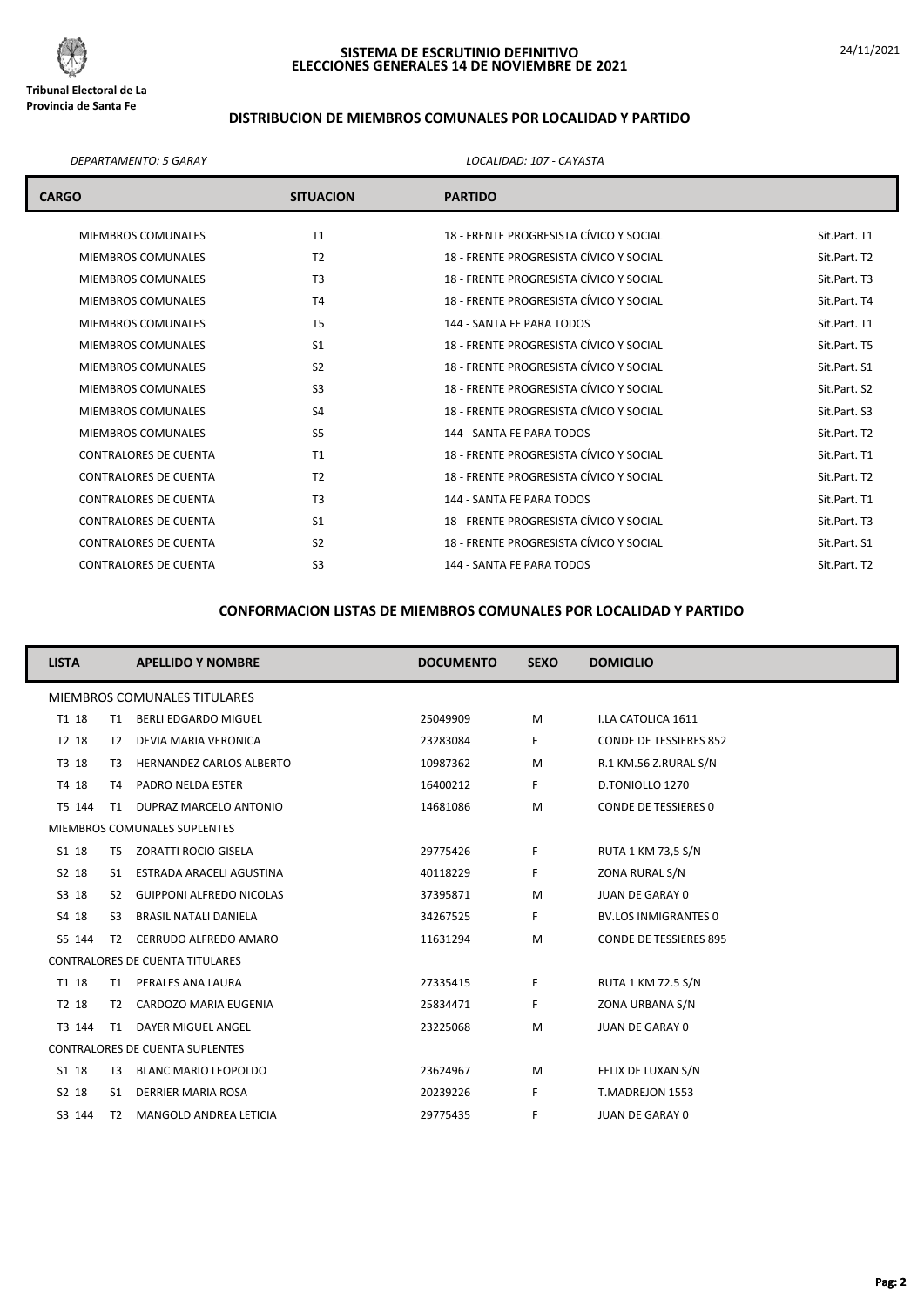**Tribunal Electoral de La Provincia de Santa Fe**

# SISTEMA DE ESCRUTINIO DEFINITIVO
# ELECCIONES GENERALES 14 DE NOVIEMBRE DE 2021

24/11/2021

## DISTRIBUCION DE MIEMBROS COMUNALES POR LOCALIDAD Y PARTIDO

*DEPARTAMENTO: 5 GARAY* *LOCALIDAD: 107 - CAYASTA*

| CARGO | SITUACION | PARTIDO | |
|---|---|---|---|
| MIEMBROS COMUNALES | T1 | 18 - FRENTE PROGRESISTA CÍVICO Y SOCIAL | Sit.Part. T1 |
| MIEMBROS COMUNALES | T2 | 18 - FRENTE PROGRESISTA CÍVICO Y SOCIAL | Sit.Part. T2 |
| MIEMBROS COMUNALES | T3 | 18 - FRENTE PROGRESISTA CÍVICO Y SOCIAL | Sit.Part. T3 |
| MIEMBROS COMUNALES | T4 | 18 - FRENTE PROGRESISTA CÍVICO Y SOCIAL | Sit.Part. T4 |
| MIEMBROS COMUNALES | T5 | 144 - SANTA FE PARA TODOS | Sit.Part. T1 |
| MIEMBROS COMUNALES | S1 | 18 - FRENTE PROGRESISTA CÍVICO Y SOCIAL | Sit.Part. T5 |
| MIEMBROS COMUNALES | S2 | 18 - FRENTE PROGRESISTA CÍVICO Y SOCIAL | Sit.Part. S1 |
| MIEMBROS COMUNALES | S3 | 18 - FRENTE PROGRESISTA CÍVICO Y SOCIAL | Sit.Part. S2 |
| MIEMBROS COMUNALES | S4 | 18 - FRENTE PROGRESISTA CÍVICO Y SOCIAL | Sit.Part. S3 |
| MIEMBROS COMUNALES | S5 | 144 - SANTA FE PARA TODOS | Sit.Part. T2 |
| CONTRALORES DE CUENTA | T1 | 18 - FRENTE PROGRESISTA CÍVICO Y SOCIAL | Sit.Part. T1 |
| CONTRALORES DE CUENTA | T2 | 18 - FRENTE PROGRESISTA CÍVICO Y SOCIAL | Sit.Part. T2 |
| CONTRALORES DE CUENTA | T3 | 144 - SANTA FE PARA TODOS | Sit.Part. T1 |
| CONTRALORES DE CUENTA | S1 | 18 - FRENTE PROGRESISTA CÍVICO Y SOCIAL | Sit.Part. T3 |
| CONTRALORES DE CUENTA | S2 | 18 - FRENTE PROGRESISTA CÍVICO Y SOCIAL | Sit.Part. S1 |
| CONTRALORES DE CUENTA | S3 | 144 - SANTA FE PARA TODOS | Sit.Part. T2 |

## CONFORMACION LISTAS DE MIEMBROS COMUNALES POR LOCALIDAD Y PARTIDO

| LISTA | | APELLIDO Y NOMBRE | DOCUMENTO | SEXO | DOMICILIO |
|---|---|---|---|---|---|
| MIEMBROS COMUNALES TITULARES | | | | | |
| T1 18 | T1 | BERLI EDGARDO MIGUEL | 25049909 | M | I.LA CATOLICA 1611 |
| T2 18 | T2 | DEVIA MARIA VERONICA | 23283084 | F | CONDE DE TESSIERES 852 |
| T3 18 | T3 | HERNANDEZ CARLOS ALBERTO | 10987362 | M | R.1 KM.56 Z.RURAL S/N |
| T4 18 | T4 | PADRO NELDA ESTER | 16400212 | F | D.TONIOLLO 1270 |
| T5 144 | T1 | DUPRAZ MARCELO ANTONIO | 14681086 | M | CONDE DE TESSIERES 0 |
| MIEMBROS COMUNALES SUPLENTES | | | | | |
| S1 18 | T5 | ZORATTI ROCIO GISELA | 29775426 | F | RUTA 1 KM 73,5 S/N |
| S2 18 | S1 | ESTRADA ARACELI AGUSTINA | 40118229 | F | ZONA RURAL S/N |
| S3 18 | S2 | GUIPPONI ALFREDO NICOLAS | 37395871 | M | JUAN DE GARAY 0 |
| S4 18 | S3 | BRASIL NATALI DANIELA | 34267525 | F | BV.LOS INMIGRANTES 0 |
| S5 144 | T2 | CERRUDO ALFREDO AMARO | 11631294 | M | CONDE DE TESSIERES 895 |
| CONTRALORES DE CUENTA TITULARES | | | | | |
| T1 18 | T1 | PERALES ANA LAURA | 27335415 | F | RUTA 1 KM 72.5 S/N |
| T2 18 | T2 | CARDOZO MARIA EUGENIA | 25834471 | F | ZONA URBANA S/N |
| T3 144 | T1 | DAYER MIGUEL ANGEL | 23225068 | M | JUAN DE GARAY 0 |
| CONTRALORES DE CUENTA SUPLENTES | | | | | |
| S1 18 | T3 | BLANC MARIO LEOPOLDO | 23624967 | M | FELIX DE LUXAN S/N |
| S2 18 | S1 | DERRIER MARIA ROSA | 20239226 | F | T.MADREJON 1553 |
| S3 144 | T2 | MANGOLD ANDREA LETICIA | 29775435 | F | JUAN DE GARAY 0 |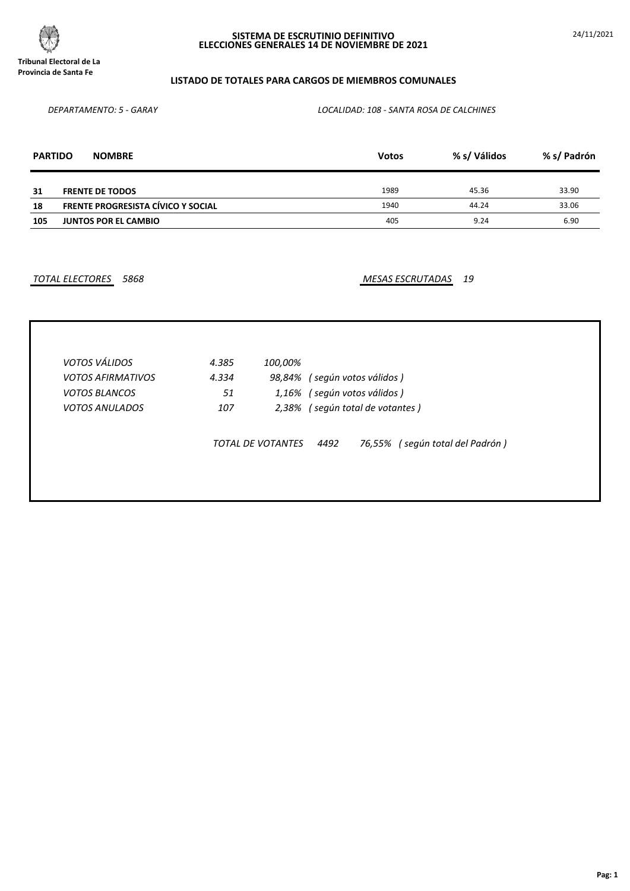Tribunal Electoral de La Provincia de Santa Fe

**SISTEMA DE ESCRUTINIO DEFINITIVO**
**ELECCIONES GENERALES 14 DE NOVIEMBRE DE 2021**

24/11/2021

**LISTADO DE TOTALES PARA CARGOS DE MIEMBROS COMUNALES**

*DEPARTAMENTO: 5 - GARAY* *LOCALIDAD: 108 - SANTA ROSA DE CALCHINES*

| PARTIDO | NOMBRE | Votos | % s/ Válidos | % s/ Padrón |
|---|---|---|---|---|
| 31 | FRENTE DE TODOS | 1989 | 45.36 | 33.90 |
| 18 | FRENTE PROGRESISTA CÍVICO Y SOCIAL | 1940 | 44.24 | 33.06 |
| 105 | JUNTOS POR EL CAMBIO | 405 | 9.24 | 6.90 |

*TOTAL ELECTORES* *5868* *MESAS ESCRUTADAS* *19*

| | | | |
|---|---|---|---|
| *VOTOS VÁLIDOS* | *4.385* | *100,00%* | |
| *VOTOS AFIRMATIVOS* | *4.334* | *98,84%* | *( según votos válidos )* |
| *VOTOS BLANCOS* | *51* | *1,16%* | *( según votos válidos )* |
| *VOTOS ANULADOS* | *107* | *2,38%* | *( según total de votantes )* |

*TOTAL DE VOTANTES* *4492* *76,55%* *( según total del Padrón )*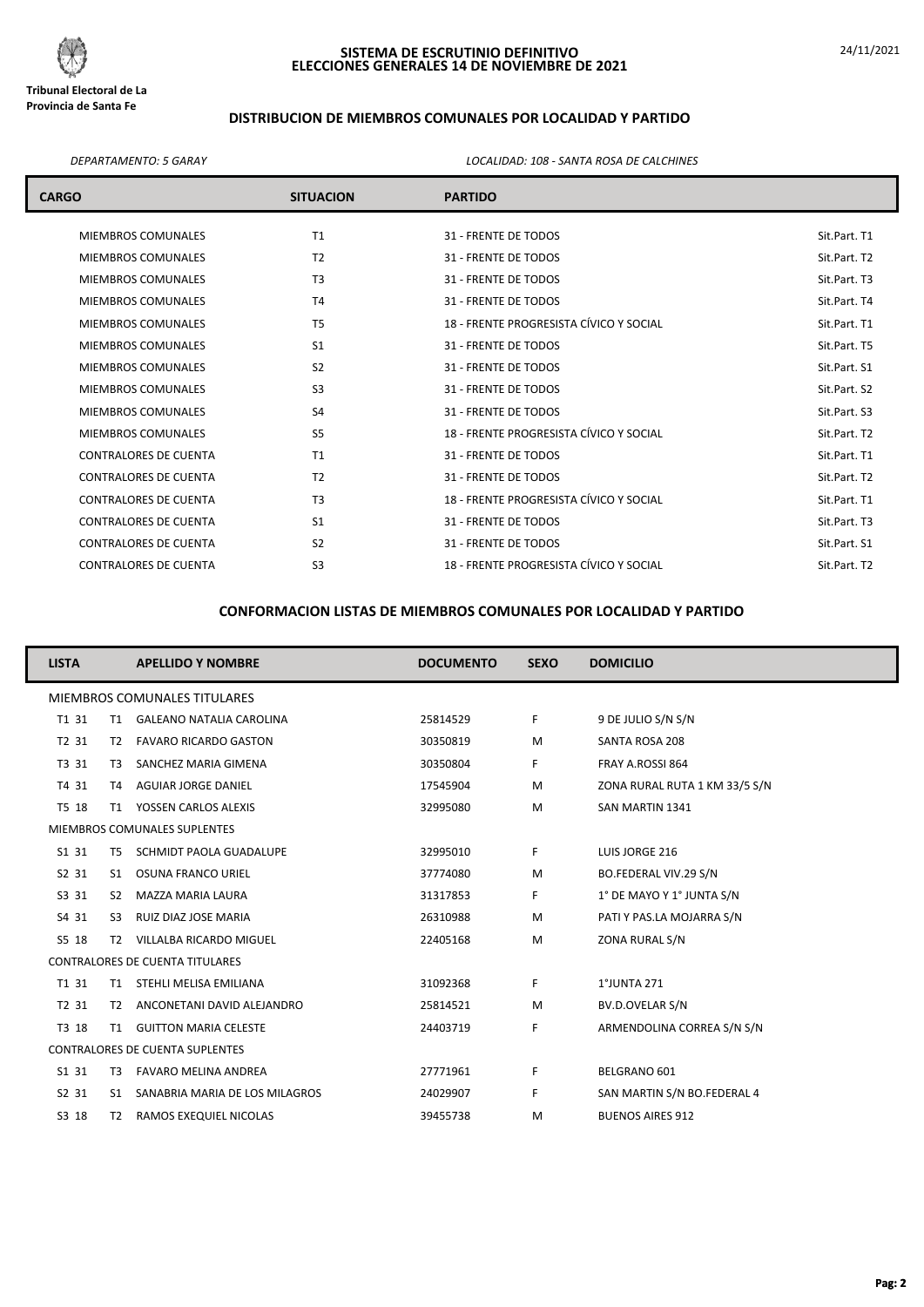Tribunal Electoral de La Provincia de Santa Fe

# SISTEMA DE ESCRUTINIO DEFINITIVO
# ELECCIONES GENERALES 14 DE NOVIEMBRE DE 2021

24/11/2021

## DISTRIBUCION DE MIEMBROS COMUNALES POR LOCALIDAD Y PARTIDO

*DEPARTAMENTO: 5 GARAY* — *LOCALIDAD: 108 - SANTA ROSA DE CALCHINES*

| CARGO | SITUACION | PARTIDO | |
|---|---|---|---|
| MIEMBROS COMUNALES | T1 | 31 - FRENTE DE TODOS | Sit.Part. T1 |
| MIEMBROS COMUNALES | T2 | 31 - FRENTE DE TODOS | Sit.Part. T2 |
| MIEMBROS COMUNALES | T3 | 31 - FRENTE DE TODOS | Sit.Part. T3 |
| MIEMBROS COMUNALES | T4 | 31 - FRENTE DE TODOS | Sit.Part. T4 |
| MIEMBROS COMUNALES | T5 | 18 - FRENTE PROGRESISTA CÍVICO Y SOCIAL | Sit.Part. T1 |
| MIEMBROS COMUNALES | S1 | 31 - FRENTE DE TODOS | Sit.Part. T5 |
| MIEMBROS COMUNALES | S2 | 31 - FRENTE DE TODOS | Sit.Part. S1 |
| MIEMBROS COMUNALES | S3 | 31 - FRENTE DE TODOS | Sit.Part. S2 |
| MIEMBROS COMUNALES | S4 | 31 - FRENTE DE TODOS | Sit.Part. S3 |
| MIEMBROS COMUNALES | S5 | 18 - FRENTE PROGRESISTA CÍVICO Y SOCIAL | Sit.Part. T2 |
| CONTRALORES DE CUENTA | T1 | 31 - FRENTE DE TODOS | Sit.Part. T1 |
| CONTRALORES DE CUENTA | T2 | 31 - FRENTE DE TODOS | Sit.Part. T2 |
| CONTRALORES DE CUENTA | T3 | 18 - FRENTE PROGRESISTA CÍVICO Y SOCIAL | Sit.Part. T1 |
| CONTRALORES DE CUENTA | S1 | 31 - FRENTE DE TODOS | Sit.Part. T3 |
| CONTRALORES DE CUENTA | S2 | 31 - FRENTE DE TODOS | Sit.Part. S1 |
| CONTRALORES DE CUENTA | S3 | 18 - FRENTE PROGRESISTA CÍVICO Y SOCIAL | Sit.Part. T2 |

## CONFORMACION LISTAS DE MIEMBROS COMUNALES POR LOCALIDAD Y PARTIDO

| LISTA | | APELLIDO Y NOMBRE | DOCUMENTO | SEXO | DOMICILIO |
|---|---|---|---|---|---|
| MIEMBROS COMUNALES TITULARES | | | | | |
| T1 31 | T1 | GALEANO NATALIA CAROLINA | 25814529 | F | 9 DE JULIO S/N S/N |
| T2 31 | T2 | FAVARO RICARDO GASTON | 30350819 | M | SANTA ROSA 208 |
| T3 31 | T3 | SANCHEZ MARIA GIMENA | 30350804 | F | FRAY A.ROSSI 864 |
| T4 31 | T4 | AGUIAR JORGE DANIEL | 17545904 | M | ZONA RURAL RUTA 1 KM 33/5 S/N |
| T5 18 | T1 | YOSSEN CARLOS ALEXIS | 32995080 | M | SAN MARTIN 1341 |
| MIEMBROS COMUNALES SUPLENTES | | | | | |
| S1 31 | T5 | SCHMIDT PAOLA GUADALUPE | 32995010 | F | LUIS JORGE 216 |
| S2 31 | S1 | OSUNA FRANCO URIEL | 37774080 | M | BO.FEDERAL VIV.29 S/N |
| S3 31 | S2 | MAZZA MARIA LAURA | 31317853 | F | 1° DE MAYO Y 1° JUNTA S/N |
| S4 31 | S3 | RUIZ DIAZ JOSE MARIA | 26310988 | M | PATI Y PAS.LA MOJARRA S/N |
| S5 18 | T2 | VILLALBA RICARDO MIGUEL | 22405168 | M | ZONA RURAL S/N |
| CONTRALORES DE CUENTA TITULARES | | | | | |
| T1 31 | T1 | STEHLI MELISA EMILIANA | 31092368 | F | 1°JUNTA 271 |
| T2 31 | T2 | ANCONETANI DAVID ALEJANDRO | 25814521 | M | BV.D.OVELAR S/N |
| T3 18 | T1 | GUITTON MARIA CELESTE | 24403719 | F | ARMENDOLINA CORREA S/N S/N |
| CONTRALORES DE CUENTA SUPLENTES | | | | | |
| S1 31 | T3 | FAVARO MELINA ANDREA | 27771961 | F | BELGRANO 601 |
| S2 31 | S1 | SANABRIA MARIA DE LOS MILAGROS | 24029907 | F | SAN MARTIN S/N BO.FEDERAL 4 |
| S3 18 | T2 | RAMOS EXEQUIEL NICOLAS | 39455738 | M | BUENOS AIRES 912 |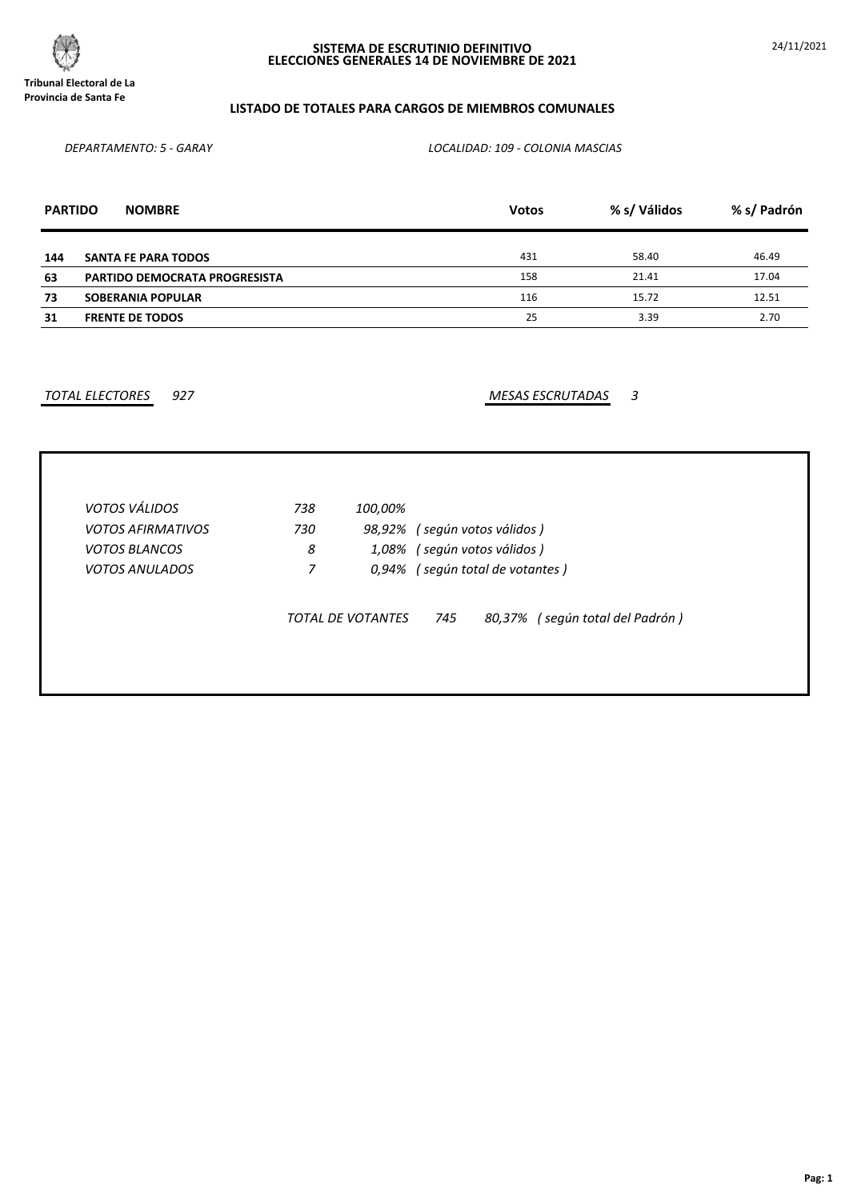**Tribunal Electoral de La Provincia de Santa Fe**

# SISTEMA DE ESCRUTINIO DEFINITIVO
# ELECCIONES GENERALES 14 DE NOVIEMBRE DE 2021

24/11/2021

## LISTADO DE TOTALES PARA CARGOS DE MIEMBROS COMUNALES

*DEPARTAMENTO: 5 - GARAY* *LOCALIDAD: 109 - COLONIA MASCIAS*

| PARTIDO | NOMBRE | Votos | % s/ Válidos | % s/ Padrón |
|---|---|---|---|---|
| 144 | SANTA FE PARA TODOS | 431 | 58.40 | 46.49 |
| 63 | PARTIDO DEMOCRATA PROGRESISTA | 158 | 21.41 | 17.04 |
| 73 | SOBERANIA POPULAR | 116 | 15.72 | 12.51 |
| 31 | FRENTE DE TODOS | 25 | 3.39 | 2.70 |

*TOTAL ELECTORES* *927*

*MESAS ESCRUTADAS* *3*

| | | | |
|---|---|---|---|
| *VOTOS VÁLIDOS* | *738* | *100,00%* | |
| *VOTOS AFIRMATIVOS* | *730* | *98,92%* | *( según votos válidos )* |
| *VOTOS BLANCOS* | *8* | *1,08%* | *( según votos válidos )* |
| *VOTOS ANULADOS* | *7* | *0,94%* | *( según total de votantes )* |

*TOTAL DE VOTANTES* *745* *80,37%* *( según total del Padrón )*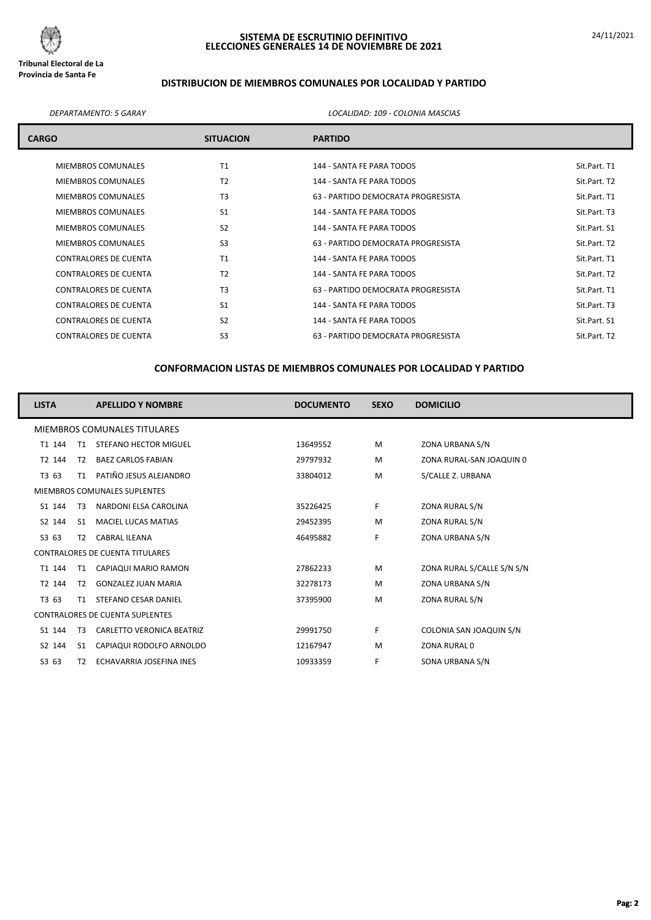**Tribunal Electoral de La Provincia de Santa Fe**

# SISTEMA DE ESCRUTINIO DEFINITIVO
# ELECCIONES GENERALES 14 DE NOVIEMBRE DE 2021

24/11/2021

## DISTRIBUCION DE MIEMBROS COMUNALES POR LOCALIDAD Y PARTIDO

*DEPARTAMENTO: 5 GARAY* — *LOCALIDAD: 109 - COLONIA MASCIAS*

| CARGO | SITUACION | PARTIDO | |
|---|---|---|---|
| MIEMBROS COMUNALES | T1 | 144 - SANTA FE PARA TODOS | Sit.Part. T1 |
| MIEMBROS COMUNALES | T2 | 144 - SANTA FE PARA TODOS | Sit.Part. T2 |
| MIEMBROS COMUNALES | T3 | 63 - PARTIDO DEMOCRATA PROGRESISTA | Sit.Part. T1 |
| MIEMBROS COMUNALES | S1 | 144 - SANTA FE PARA TODOS | Sit.Part. T3 |
| MIEMBROS COMUNALES | S2 | 144 - SANTA FE PARA TODOS | Sit.Part. S1 |
| MIEMBROS COMUNALES | S3 | 63 - PARTIDO DEMOCRATA PROGRESISTA | Sit.Part. T2 |
| CONTRALORES DE CUENTA | T1 | 144 - SANTA FE PARA TODOS | Sit.Part. T1 |
| CONTRALORES DE CUENTA | T2 | 144 - SANTA FE PARA TODOS | Sit.Part. T2 |
| CONTRALORES DE CUENTA | T3 | 63 - PARTIDO DEMOCRATA PROGRESISTA | Sit.Part. T1 |
| CONTRALORES DE CUENTA | S1 | 144 - SANTA FE PARA TODOS | Sit.Part. T3 |
| CONTRALORES DE CUENTA | S2 | 144 - SANTA FE PARA TODOS | Sit.Part. S1 |
| CONTRALORES DE CUENTA | S3 | 63 - PARTIDO DEMOCRATA PROGRESISTA | Sit.Part. T2 |

## CONFORMACION LISTAS DE MIEMBROS COMUNALES POR LOCALIDAD Y PARTIDO

| LISTA | | APELLIDO Y NOMBRE | DOCUMENTO | SEXO | DOMICILIO |
|---|---|---|---|---|---|
| MIEMBROS COMUNALES TITULARES | | | | | |
| T1 144 | T1 | STEFANO HECTOR MIGUEL | 13649552 | M | ZONA URBANA S/N |
| T2 144 | T2 | BAEZ CARLOS FABIAN | 29797932 | M | ZONA RURAL-SAN JOAQUIN 0 |
| T3 63 | T1 | PATIÑO JESUS ALEJANDRO | 33804012 | M | S/CALLE Z. URBANA |
| MIEMBROS COMUNALES SUPLENTES | | | | | |
| S1 144 | T3 | NARDONI ELSA CAROLINA | 35226425 | F | ZONA RURAL S/N |
| S2 144 | S1 | MACIEL LUCAS MATIAS | 29452395 | M | ZONA RURAL S/N |
| S3 63 | T2 | CABRAL ILEANA | 46495882 | F | ZONA URBANA S/N |
| CONTRALORES DE CUENTA TITULARES | | | | | |
| T1 144 | T1 | CAPIAQUI MARIO RAMON | 27862233 | M | ZONA RURAL S/CALLE S/N S/N |
| T2 144 | T2 | GONZALEZ JUAN MARIA | 32278173 | M | ZONA URBANA S/N |
| T3 63 | T1 | STEFANO CESAR DANIEL | 37395900 | M | ZONA RURAL S/N |
| CONTRALORES DE CUENTA SUPLENTES | | | | | |
| S1 144 | T3 | CARLETTO VERONICA BEATRIZ | 29991750 | F | COLONIA SAN JOAQUIN S/N |
| S2 144 | S1 | CAPIAQUI RODOLFO ARNOLDO | 12167947 | M | ZONA RURAL 0 |
| S3 63 | T2 | ECHAVARRIA JOSEFINA INES | 10933359 | F | SONA URBANA S/N |